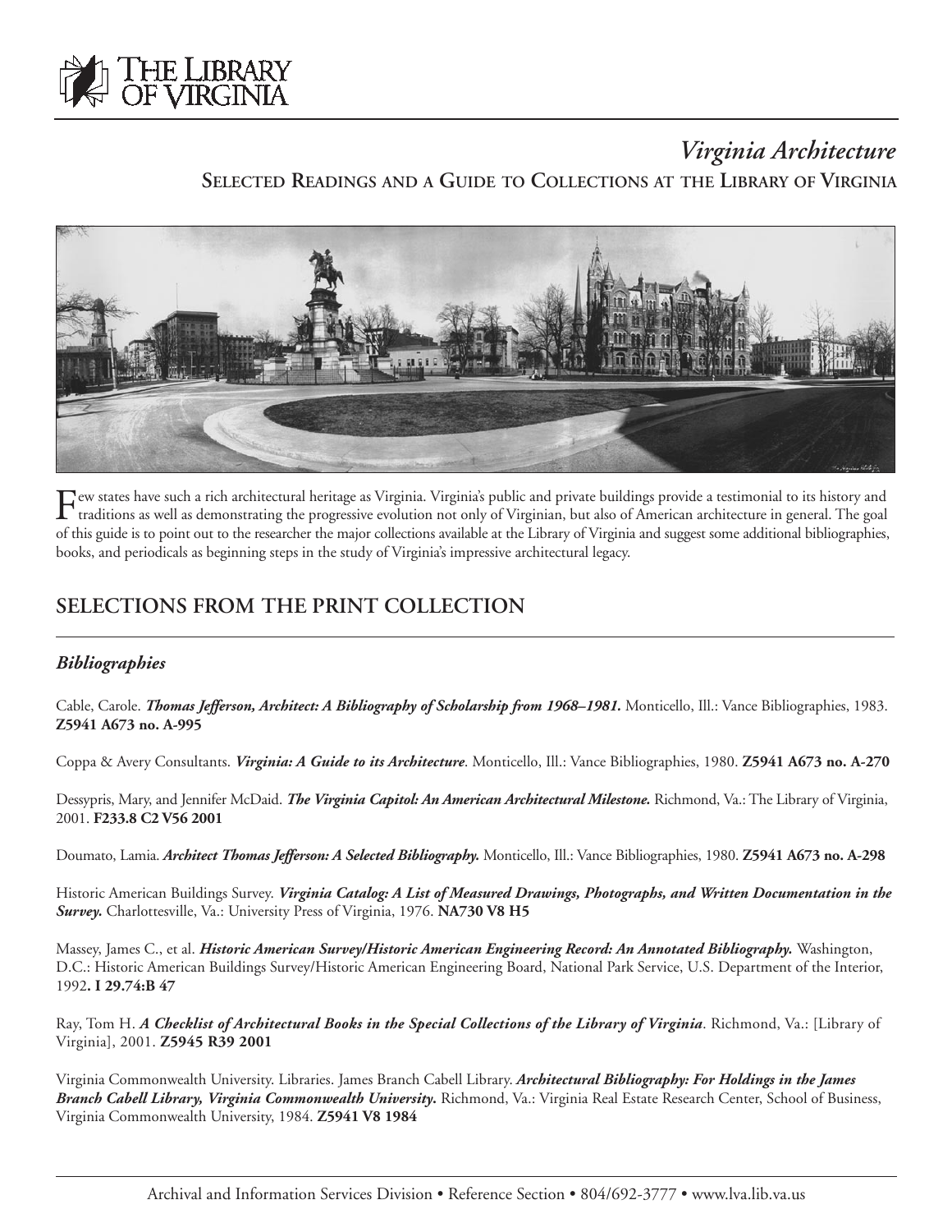# Virginia Architecture

## Selected Readings and a Guide to Collections at the Library of Virginia

Few states have such a rich architectural heritage as Virginia. Virginia's public and private buildings provide a testimonial to its history and traditions as well as demonstrating the progressive evolution not only of Virginian, but also of American architecture in general. The goal of this guide is to point out to the researcher the major collections available at the Library of Virginia and suggest some additional bibliographies, books, and periodicals as beginning steps in the study of Virginia's impressive architectural legacy.

## SELECTIONS FROM THE PRINT COLLECTION

### *Bibliographies*

Cable, Carole. ***Thomas Jefferson, Architect: A Bibliography of Scholarship from 1968–1981.*** Monticello, Ill.: Vance Bibliographies, 1983. **Z5941 A673 no. A-995**

Coppa & Avery Consultants. ***Virginia: A Guide to its Architecture***. Monticello, Ill.: Vance Bibliographies, 1980. **Z5941 A673 no. A-270**

Dessypris, Mary, and Jennifer McDaid. ***The Virginia Capitol: An American Architectural Milestone.*** Richmond, Va.: The Library of Virginia, 2001. **F233.8 C2 V56 2001**

Doumato, Lamia. ***Architect Thomas Jefferson: A Selected Bibliography.*** Monticello, Ill.: Vance Bibliographies, 1980. **Z5941 A673 no. A-298**

Historic American Buildings Survey. ***Virginia Catalog: A List of Measured Drawings, Photographs, and Written Documentation in the Survey.*** Charlottesville, Va.: University Press of Virginia, 1976. **NA730 V8 H5**

Massey, James C., et al. ***Historic American Survey/Historic American Engineering Record: An Annotated Bibliography.*** Washington, D.C.: Historic American Buildings Survey/Historic American Engineering Board, National Park Service, U.S. Department of the Interior, 1992**. I 29.74:B 47**

Ray, Tom H. ***A Checklist of Architectural Books in the Special Collections of the Library of Virginia***. Richmond, Va.: [Library of Virginia], 2001. **Z5945 R39 2001**

Virginia Commonwealth University. Libraries. James Branch Cabell Library. ***Architectural Bibliography: For Holdings in the James Branch Cabell Library, Virginia Commonwealth University*****.** Richmond, Va.: Virginia Real Estate Research Center, School of Business, Virginia Commonwealth University, 1984. **Z5941 V8 1984**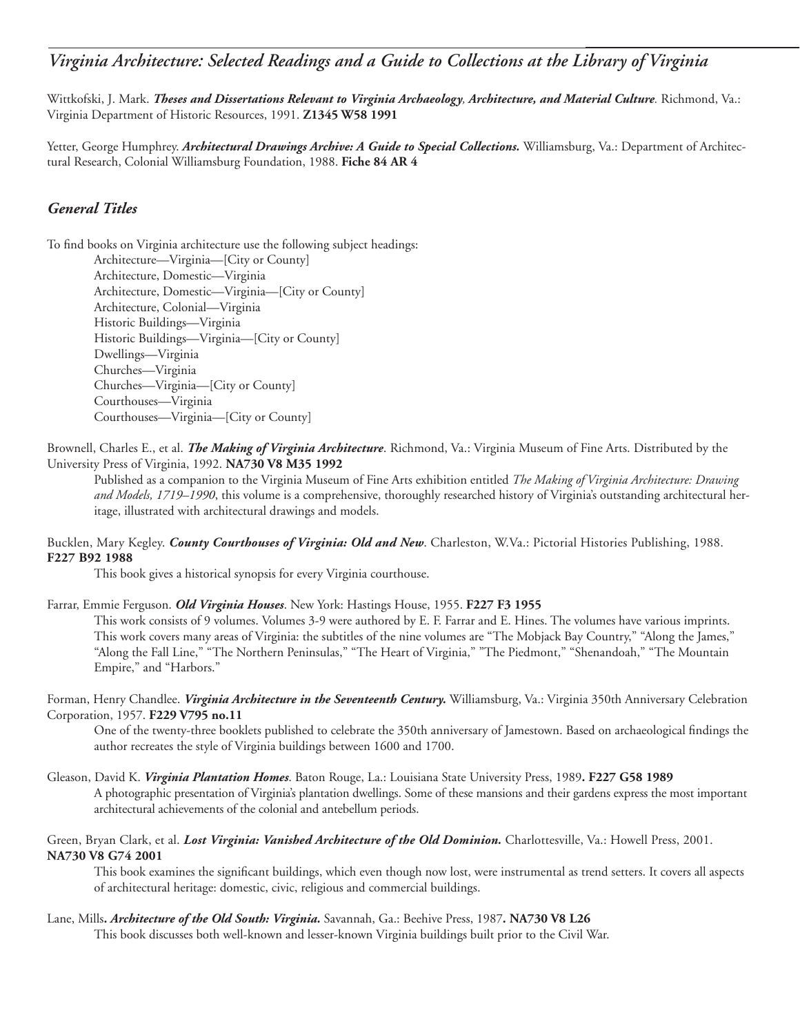Wittkofski, J. Mark. ***Theses and Dissertations Relevant to Virginia Archaeology, Architecture, and Material Culture***. Richmond, Va.: Virginia Department of Historic Resources, 1991. **Z1345 W58 1991**

Yetter, George Humphrey. ***Architectural Drawings Archive: A Guide to Special Collections.*** Williamsburg, Va.: Department of Architectural Research, Colonial Williamsburg Foundation, 1988. **Fiche 84 AR 4**

## *General Titles*

To find books on Virginia architecture use the following subject headings:

- Architecture—Virginia—[City or County]
- Architecture, Domestic—Virginia
- Architecture, Domestic—Virginia—[City or County]
- Architecture, Colonial—Virginia
- Historic Buildings—Virginia
- Historic Buildings—Virginia—[City or County]
- Dwellings—Virginia
- Churches—Virginia
- Churches—Virginia—[City or County]
- Courthouses—Virginia
- Courthouses—Virginia—[City or County]

Brownell, Charles E., et al. ***The Making of Virginia Architecture***. Richmond, Va.: Virginia Museum of Fine Arts. Distributed by the University Press of Virginia, 1992. **NA730 V8 M35 1992**

> Published as a companion to the Virginia Museum of Fine Arts exhibition entitled *The Making of Virginia Architecture: Drawing and Models, 1719–1990*, this volume is a comprehensive, thoroughly researched history of Virginia's outstanding architectural heritage, illustrated with architectural drawings and models.

Bucklen, Mary Kegley. ***County Courthouses of Virginia: Old and New***. Charleston, W.Va.: Pictorial Histories Publishing, 1988. **F227 B92 1988**

> This book gives a historical synopsis for every Virginia courthouse.

Farrar, Emmie Ferguson. ***Old Virginia Houses***. New York: Hastings House, 1955. **F227 F3 1955**

> This work consists of 9 volumes. Volumes 3-9 were authored by E. F. Farrar and E. Hines. The volumes have various imprints. This work covers many areas of Virginia: the subtitles of the nine volumes are "The Mobjack Bay Country," "Along the James," "Along the Fall Line," "The Northern Peninsulas," "The Heart of Virginia," "The Piedmont," "Shenandoah," "The Mountain Empire," and "Harbors."

Forman, Henry Chandlee. ***Virginia Architecture in the Seventeenth Century.*** Williamsburg, Va.: Virginia 350th Anniversary Celebration Corporation, 1957. **F229 V795 no.11**

> One of the twenty-three booklets published to celebrate the 350th anniversary of Jamestown. Based on archaeological findings the author recreates the style of Virginia buildings between 1600 and 1700.

Gleason, David K. ***Virginia Plantation Homes***. Baton Rouge, La.: Louisiana State University Press, 1989**. F227 G58 1989**

> A photographic presentation of Virginia's plantation dwellings. Some of these mansions and their gardens express the most important architectural achievements of the colonial and antebellum periods.

Green, Bryan Clark, et al. ***Lost Virginia: Vanished Architecture of the Old Dominion.*** Charlottesville, Va.: Howell Press, 2001. **NA730 V8 G74 2001**

> This book examines the significant buildings, which even though now lost, were instrumental as trend setters. It covers all aspects of architectural heritage: domestic, civic, religious and commercial buildings.

Lane, Mills**. *Architecture of the Old South: Virginia.*** Savannah, Ga.: Beehive Press, 1987**. NA730 V8 L26**

> This book discusses both well-known and lesser-known Virginia buildings built prior to the Civil War.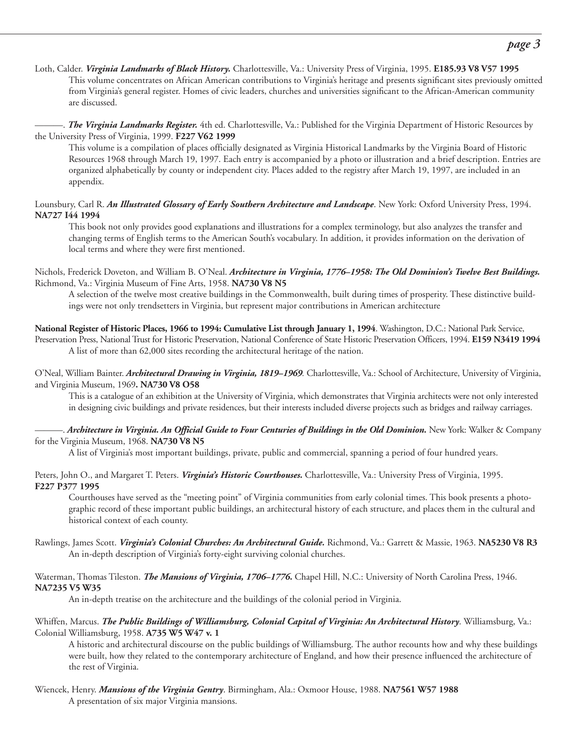Loth, Calder. ***Virginia Landmarks of Black History.*** Charlottesville, Va.: University Press of Virginia, 1995. **E185.93 V8 V57 1995**

This volume concentrates on African American contributions to Virginia's heritage and presents significant sites previously omitted from Virginia's general register. Homes of civic leaders, churches and universities significant to the African-American community are discussed.

———. ***The Virginia Landmarks Register.*** 4th ed. Charlottesville, Va.: Published for the Virginia Department of Historic Resources by the University Press of Virginia, 1999. **F227 V62 1999**

This volume is a compilation of places officially designated as Virginia Historical Landmarks by the Virginia Board of Historic Resources 1968 through March 19, 1997. Each entry is accompanied by a photo or illustration and a brief description. Entries are organized alphabetically by county or independent city. Places added to the registry after March 19, 1997, are included in an appendix.

Lounsbury, Carl R. ***An Illustrated Glossary of Early Southern Architecture and Landscape***. New York: Oxford University Press, 1994. **NA727 I44 1994**

This book not only provides good explanations and illustrations for a complex terminology, but also analyzes the transfer and changing terms of English terms to the American South's vocabulary. In addition, it provides information on the derivation of local terms and where they were first mentioned.

Nichols, Frederick Doveton, and William B. O'Neal. ***Architecture in Virginia, 1776–1958: The Old Dominion's Twelve Best Buildings.*** Richmond, Va.: Virginia Museum of Fine Arts, 1958. **NA730 V8 N5**

A selection of the twelve most creative buildings in the Commonwealth, built during times of prosperity. These distinctive buildings were not only trendsetters in Virginia, but represent major contributions in American architecture

**National Register of Historic Places, 1966 to 1994: Cumulative List through January 1, 1994**. Washington, D.C.: National Park Service, Preservation Press, National Trust for Historic Preservation, National Conference of State Historic Preservation Officers, 1994. **E159 N3419 1994**

A list of more than 62,000 sites recording the architectural heritage of the nation.

O'Neal, William Bainter. ***Architectural Drawing in Virginia, 1819–1969***. Charlottesville, Va.: School of Architecture, University of Virginia, and Virginia Museum, 1969**. NA730 V8 O58**

This is a catalogue of an exhibition at the University of Virginia, which demonstrates that Virginia architects were not only interested in designing civic buildings and private residences, but their interests included diverse projects such as bridges and railway carriages.

———. ***Architecture in Virginia. An Official Guide to Four Centuries of Buildings in the Old Dominion.*** New York: Walker & Company for the Virginia Museum, 1968. **NA730 V8 N5**

A list of Virginia's most important buildings, private, public and commercial, spanning a period of four hundred years.

Peters, John O., and Margaret T. Peters. ***Virginia's Historic Courthouses.*** Charlottesville, Va.: University Press of Virginia, 1995. **F227 P377 1995**

Courthouses have served as the "meeting point" of Virginia communities from early colonial times. This book presents a photographic record of these important public buildings, an architectural history of each structure, and places them in the cultural and historical context of each county.

Rawlings, James Scott. ***Virginia's Colonial Churches: An Architectural Guide.*** Richmond, Va.: Garrett & Massie, 1963. **NA5230 V8 R3**

An in-depth description of Virginia's forty-eight surviving colonial churches.

Waterman, Thomas Tileston. ***The Mansions of Virginia, 1706–1776.*** Chapel Hill, N.C.: University of North Carolina Press, 1946. **NA7235 V5 W35**

An in-depth treatise on the architecture and the buildings of the colonial period in Virginia.

Whiffen, Marcus. ***The Public Buildings of Williamsburg, Colonial Capital of Virginia: An Architectural History***. Williamsburg, Va.: Colonial Williamsburg, 1958. **A735 W5 W47 v. 1**

A historic and architectural discourse on the public buildings of Williamsburg. The author recounts how and why these buildings were built, how they related to the contemporary architecture of England, and how their presence influenced the architecture of the rest of Virginia.

Wiencek, Henry. ***Mansions of the Virginia Gentry***. Birmingham, Ala.: Oxmoor House, 1988. **NA7561 W57 1988**

A presentation of six major Virginia mansions.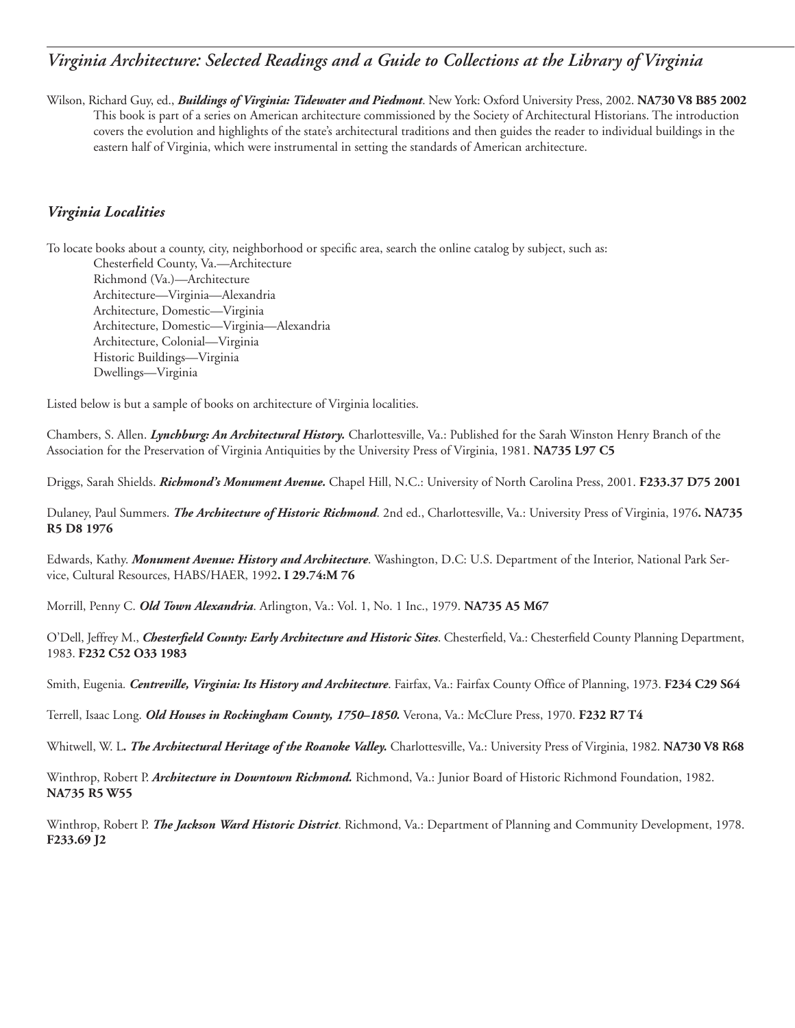Wilson, Richard Guy, ed., ***Buildings of Virginia: Tidewater and Piedmont***. New York: Oxford University Press, 2002. **NA730 V8 B85 2002**
This book is part of a series on American architecture commissioned by the Society of Architectural Historians. The introduction covers the evolution and highlights of the state's architectural traditions and then guides the reader to individual buildings in the eastern half of Virginia, which were instrumental in setting the standards of American architecture.

## *Virginia Localities*

To locate books about a county, city, neighborhood or specific area, search the online catalog by subject, such as:

Chesterfield County, Va.—Architecture
Richmond (Va.)—Architecture
Architecture—Virginia—Alexandria
Architecture, Domestic—Virginia
Architecture, Domestic—Virginia—Alexandria
Architecture, Colonial—Virginia
Historic Buildings—Virginia
Dwellings—Virginia

Listed below is but a sample of books on architecture of Virginia localities.

Chambers, S. Allen. ***Lynchburg: An Architectural History.*** Charlottesville, Va.: Published for the Sarah Winston Henry Branch of the Association for the Preservation of Virginia Antiquities by the University Press of Virginia, 1981. **NA735 L97 C5**

Driggs, Sarah Shields. ***Richmond's Monument Avenue.*** Chapel Hill, N.C.: University of North Carolina Press, 2001. **F233.37 D75 2001**

Dulaney, Paul Summers. ***The Architecture of Historic Richmond***. 2nd ed., Charlottesville, Va.: University Press of Virginia, 1976**. NA735 R5 D8 1976**

Edwards, Kathy. ***Monument Avenue: History and Architecture***. Washington, D.C: U.S. Department of the Interior, National Park Service, Cultural Resources, HABS/HAER, 1992**. I 29.74:M 76**

Morrill, Penny C. ***Old Town Alexandria***. Arlington, Va.: Vol. 1, No. 1 Inc., 1979. **NA735 A5 M67**

O'Dell, Jeffrey M., ***Chesterfield County: Early Architecture and Historic Sites***. Chesterfield, Va.: Chesterfield County Planning Department, 1983. **F232 C52 O33 1983**

Smith, Eugenia. ***Centreville, Virginia: Its History and Architecture***. Fairfax, Va.: Fairfax County Office of Planning, 1973. **F234 C29 S64**

Terrell, Isaac Long. ***Old Houses in Rockingham County, 1750–1850.*** Verona, Va.: McClure Press, 1970. **F232 R7 T4**

Whitwell, W. L**. *The Architectural Heritage of the Roanoke Valley.*** Charlottesville, Va.: University Press of Virginia, 1982. **NA730 V8 R68**

Winthrop, Robert P. ***Architecture in Downtown Richmond.*** Richmond, Va.: Junior Board of Historic Richmond Foundation, 1982. **NA735 R5 W55**

Winthrop, Robert P. ***The Jackson Ward Historic District***. Richmond, Va.: Department of Planning and Community Development, 1978. **F233.69 J2**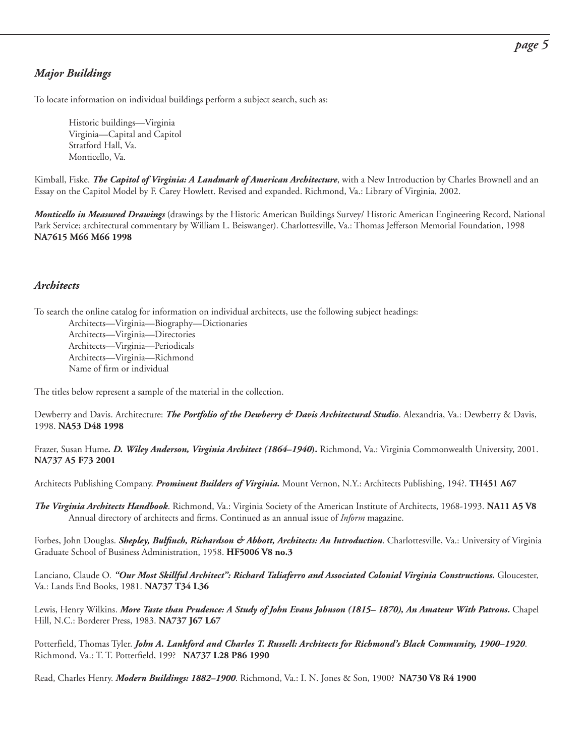## *Major Buildings*

To locate information on individual buildings perform a subject search, such as:

> Historic buildings—Virginia
> Virginia—Capital and Capitol
> Stratford Hall, Va.
> Monticello, Va.

Kimball, Fiske. ***The Capitol of Virginia: A Landmark of American Architecture***, with a New Introduction by Charles Brownell and an Essay on the Capitol Model by F. Carey Howlett. Revised and expanded. Richmond, Va.: Library of Virginia, 2002.

***Monticello in Measured Drawings*** (drawings by the Historic American Buildings Survey/ Historic American Engineering Record, National Park Service; architectural commentary by William L. Beiswanger). Charlottesville, Va.: Thomas Jefferson Memorial Foundation, 1998 **NA7615 M66 M66 1998**

## *Architects*

To search the online catalog for information on individual architects, use the following subject headings:

> Architects—Virginia—Biography—Dictionaries
> Architects—Virginia—Directories
> Architects—Virginia—Periodicals
> Architects—Virginia—Richmond
> Name of firm or individual

The titles below represent a sample of the material in the collection.

Dewberry and Davis. Architecture: ***The Portfolio of the Dewberry & Davis Architectural Studio***. Alexandria, Va.: Dewberry & Davis, 1998. **NA53 D48 1998**

Frazer, Susan Hume**. *D. Wiley Anderson, Virginia Architect (1864–1940*).** Richmond, Va.: Virginia Commonwealth University, 2001. **NA737 A5 F73 2001**

Architects Publishing Company. ***Prominent Builders of Virginia.*** Mount Vernon, N.Y.: Architects Publishing, 194?. **TH451 A67**

***The Virginia Architects Handbook***. Richmond, Va.: Virginia Society of the American Institute of Architects, 1968-1993. **NA11 A5 V8**
Annual directory of architects and firms. Continued as an annual issue of *Inform* magazine.

Forbes, John Douglas. ***Shepley, Bulfinch, Richardson & Abbott, Architects: An Introduction***. Charlottesville, Va.: University of Virginia Graduate School of Business Administration, 1958. **HF5006 V8 no.3**

Lanciano, Claude O. ***"Our Most Skillful Architect": Richard Taliaferro and Associated Colonial Virginia Constructions.*** Gloucester, Va.: Lands End Books, 1981. **NA737 T34 L36**

Lewis, Henry Wilkins. ***More Taste than Prudence: A Study of John Evans Johnson (1815– 1870), An Amateur With Patrons.*** Chapel Hill, N.C.: Borderer Press, 1983. **NA737 J67 L67**

Potterfield, Thomas Tyler. ***John A. Lankford and Charles T. Russell: Architects for Richmond's Black Community, 1900–1920***. Richmond, Va.: T. T. Potterfield, 199? **NA737 L28 P86 1990**

Read, Charles Henry. ***Modern Buildings: 1882–1900***. Richmond, Va.: I. N. Jones & Son, 1900? **NA730 V8 R4 1900**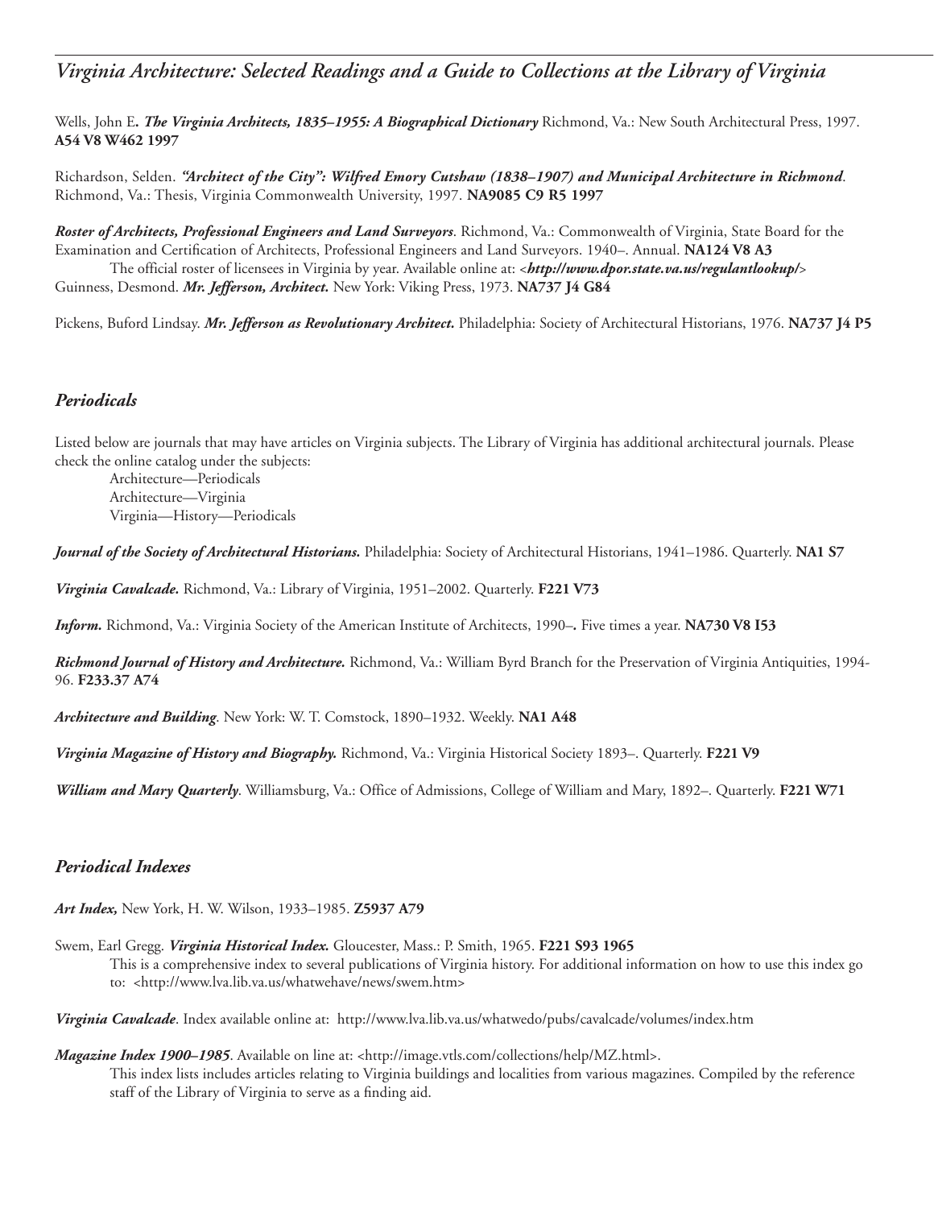Wells, John E. ***The Virginia Architects, 1835–1955: A Biographical Dictionary*** Richmond, Va.: New South Architectural Press, 1997. **A54 V8 W462 1997**

Richardson, Selden. ***"Architect of the City": Wilfred Emory Cutshaw (1838–1907) and Municipal Architecture in Richmond***. Richmond, Va.: Thesis, Virginia Commonwealth University, 1997. **NA9085 C9 R5 1997**

***Roster of Architects, Professional Engineers and Land Surveyors***. Richmond, Va.: Commonwealth of Virginia, State Board for the Examination and Certification of Architects, Professional Engineers and Land Surveyors. 1940–. Annual. **NA124 V8 A3**

The official roster of licensees in Virginia by year. Available online at: <***http://www.dpor.state.va.us/regulantlookup/***>

Guinness, Desmond. ***Mr. Jefferson, Architect.*** New York: Viking Press, 1973. **NA737 J4 G84**

Pickens, Buford Lindsay. ***Mr. Jefferson as Revolutionary Architect.*** Philadelphia: Society of Architectural Historians, 1976. **NA737 J4 P5**

## *Periodicals*

Listed below are journals that may have articles on Virginia subjects. The Library of Virginia has additional architectural journals. Please check the online catalog under the subjects:

Architecture—Periodicals
Architecture—Virginia
Virginia—History—Periodicals

***Journal of the Society of Architectural Historians.*** Philadelphia: Society of Architectural Historians, 1941–1986. Quarterly. **NA1 S7**

***Virginia Cavalcade.*** Richmond, Va.: Library of Virginia, 1951–2002. Quarterly. **F221 V73**

***Inform.*** Richmond, Va.: Virginia Society of the American Institute of Architects, 1990–**.** Five times a year. **NA730 V8 I53**

***Richmond Journal of History and Architecture.*** Richmond, Va.: William Byrd Branch for the Preservation of Virginia Antiquities, 1994-96. **F233.37 A74**

***Architecture and Building***. New York: W. T. Comstock, 1890–1932. Weekly. **NA1 A48**

***Virginia Magazine of History and Biography.*** Richmond, Va.: Virginia Historical Society 1893–. Quarterly. **F221 V9**

***William and Mary Quarterly***. Williamsburg, Va.: Office of Admissions, College of William and Mary, 1892–. Quarterly. **F221 W71**

## *Periodical Indexes*

***Art Index,*** New York, H. W. Wilson, 1933–1985. **Z5937 A79**

Swem, Earl Gregg. ***Virginia Historical Index.*** Gloucester, Mass.: P. Smith, 1965. **F221 S93 1965**

This is a comprehensive index to several publications of Virginia history. For additional information on how to use this index go to: <http://www.lva.lib.va.us/whatwehave/news/swem.htm>

***Virginia Cavalcade***. Index available online at: http://www.lva.lib.va.us/whatwedo/pubs/cavalcade/volumes/index.htm

***Magazine Index 1900–1985***. Available on line at: <http://image.vtls.com/collections/help/MZ.html>.

This index lists includes articles relating to Virginia buildings and localities from various magazines. Compiled by the reference staff of the Library of Virginia to serve as a finding aid.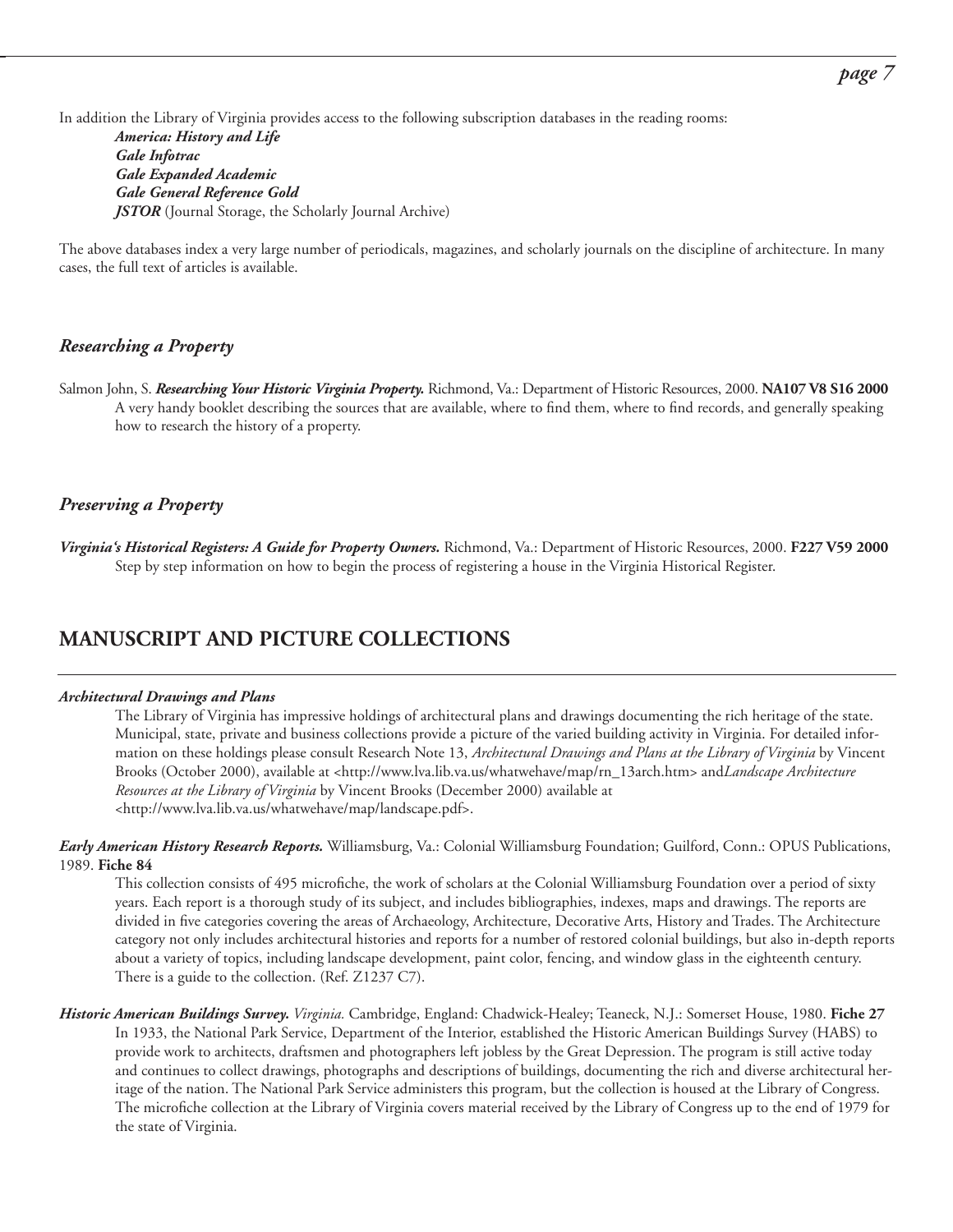In addition the Library of Virginia provides access to the following subscription databases in the reading rooms:

***America: History and Life***
***Gale Infotrac***
***Gale Expanded Academic***
***Gale General Reference Gold***
***JSTOR*** (Journal Storage, the Scholarly Journal Archive)

The above databases index a very large number of periodicals, magazines, and scholarly journals on the discipline of architecture. In many cases, the full text of articles is available.

### *Researching a Property*

Salmon John, S. ***Researching Your Historic Virginia Property.*** Richmond, Va.: Department of Historic Resources, 2000. **NA107 V8 S16 2000**
A very handy booklet describing the sources that are available, where to find them, where to find records, and generally speaking how to research the history of a property.

### *Preserving a Property*

***Virginia's Historical Registers: A Guide for Property Owners.*** Richmond, Va.: Department of Historic Resources, 2000. **F227 V59 2000**
Step by step information on how to begin the process of registering a house in the Virginia Historical Register.

## MANUSCRIPT AND PICTURE COLLECTIONS

***Architectural Drawings and Plans***
The Library of Virginia has impressive holdings of architectural plans and drawings documenting the rich heritage of the state. Municipal, state, private and business collections provide a picture of the varied building activity in Virginia. For detailed information on these holdings please consult Research Note 13, *Architectural Drawings and Plans at the Library of Virginia* by Vincent Brooks (October 2000), available at <http://www.lva.lib.va.us/whatwehave/map/rn_13arch.htm> and *Landscape Architecture Resources at the Library of Virginia* by Vincent Brooks (December 2000) available at <http://www.lva.lib.va.us/whatwehave/map/landscape.pdf>.

***Early American History Research Reports.*** Williamsburg, Va.: Colonial Williamsburg Foundation; Guilford, Conn.: OPUS Publications, 1989. **Fiche 84**
This collection consists of 495 microfiche, the work of scholars at the Colonial Williamsburg Foundation over a period of sixty years. Each report is a thorough study of its subject, and includes bibliographies, indexes, maps and drawings. The reports are divided in five categories covering the areas of Archaeology, Architecture, Decorative Arts, History and Trades. The Architecture category not only includes architectural histories and reports for a number of restored colonial buildings, but also in-depth reports about a variety of topics, including landscape development, paint color, fencing, and window glass in the eighteenth century. There is a guide to the collection. (Ref. Z1237 C7).

***Historic American Buildings Survey.*** *Virginia.* Cambridge, England: Chadwick-Healey; Teaneck, N.J.: Somerset House, 1980. **Fiche 27**
In 1933, the National Park Service, Department of the Interior, established the Historic American Buildings Survey (HABS) to provide work to architects, draftsmen and photographers left jobless by the Great Depression. The program is still active today and continues to collect drawings, photographs and descriptions of buildings, documenting the rich and diverse architectural heritage of the nation. The National Park Service administers this program, but the collection is housed at the Library of Congress. The microfiche collection at the Library of Virginia covers material received by the Library of Congress up to the end of 1979 for the state of Virginia.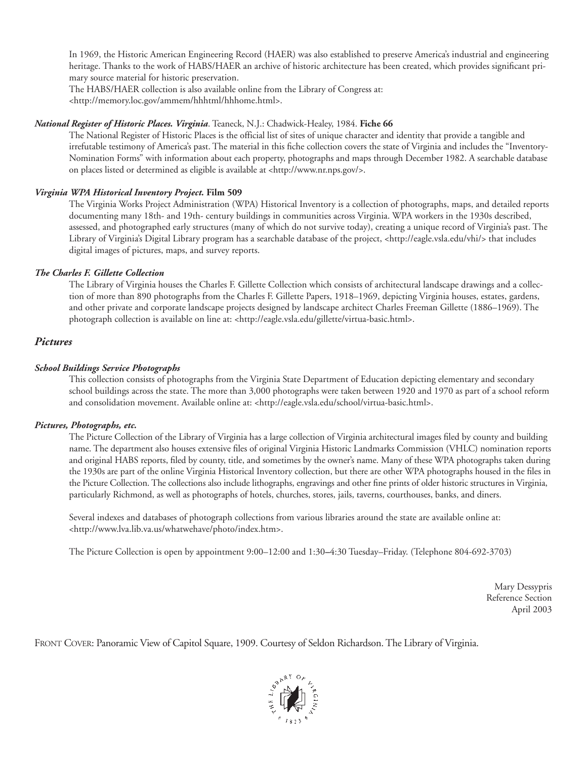In 1969, the Historic American Engineering Record (HAER) was also established to preserve America's industrial and engineering heritage. Thanks to the work of HABS/HAER an archive of historic architecture has been created, which provides significant primary source material for historic preservation.

The HABS/HAER collection is also available online from the Library of Congress at: <http://memory.loc.gov/ammem/hhhtml/hhhome.html>.

***National Register of Historic Places. Virginia***. Teaneck, N.J.: Chadwick-Healey, 1984. **Fiche 66**

The National Register of Historic Places is the official list of sites of unique character and identity that provide a tangible and irrefutable testimony of America's past. The material in this fiche collection covers the state of Virginia and includes the "Inventory-Nomination Forms" with information about each property, photographs and maps through December 1982. A searchable database on places listed or determined as eligible is available at <http://www.nr.nps.gov/>.

***Virginia WPA Historical Inventory Project.*** **Film 509**

The Virginia Works Project Administration (WPA) Historical Inventory is a collection of photographs, maps, and detailed reports documenting many 18th- and 19th- century buildings in communities across Virginia. WPA workers in the 1930s described, assessed, and photographed early structures (many of which do not survive today), creating a unique record of Virginia's past. The Library of Virginia's Digital Library program has a searchable database of the project, <http://eagle.vsla.edu/vhi/> that includes digital images of pictures, maps, and survey reports.

***The Charles F. Gillette Collection***

The Library of Virginia houses the Charles F. Gillette Collection which consists of architectural landscape drawings and a collection of more than 890 photographs from the Charles F. Gillette Papers, 1918–1969, depicting Virginia houses, estates, gardens, and other private and corporate landscape projects designed by landscape architect Charles Freeman Gillette (1886–1969). The photograph collection is available on line at: <http://eagle.vsla.edu/gillette/virtua-basic.html>.

## *Pictures*

***School Buildings Service Photographs***

This collection consists of photographs from the Virginia State Department of Education depicting elementary and secondary school buildings across the state. The more than 3,000 photographs were taken between 1920 and 1970 as part of a school reform and consolidation movement. Available online at: <http://eagle.vsla.edu/school/virtua-basic.html>.

***Pictures, Photographs, etc.***

The Picture Collection of the Library of Virginia has a large collection of Virginia architectural images filed by county and building name. The department also houses extensive files of original Virginia Historic Landmarks Commission (VHLC) nomination reports and original HABS reports, filed by county, title, and sometimes by the owner's name. Many of these WPA photographs taken during the 1930s are part of the online Virginia Historical Inventory collection, but there are other WPA photographs housed in the files in the Picture Collection. The collections also include lithographs, engravings and other fine prints of older historic structures in Virginia, particularly Richmond, as well as photographs of hotels, churches, stores, jails, taverns, courthouses, banks, and diners.

Several indexes and databases of photograph collections from various libraries around the state are available online at: <http://www.lva.lib.va.us/whatwehave/photo/index.htm>.

The Picture Collection is open by appointment 9:00–12:00 and 1:30–4:30 Tuesday–Friday. (Telephone 804-692-3703)

Mary Dessypris
Reference Section
April 2003

FRONT COVER: Panoramic View of Capitol Square, 1909. Courtesy of Seldon Richardson. The Library of Virginia.